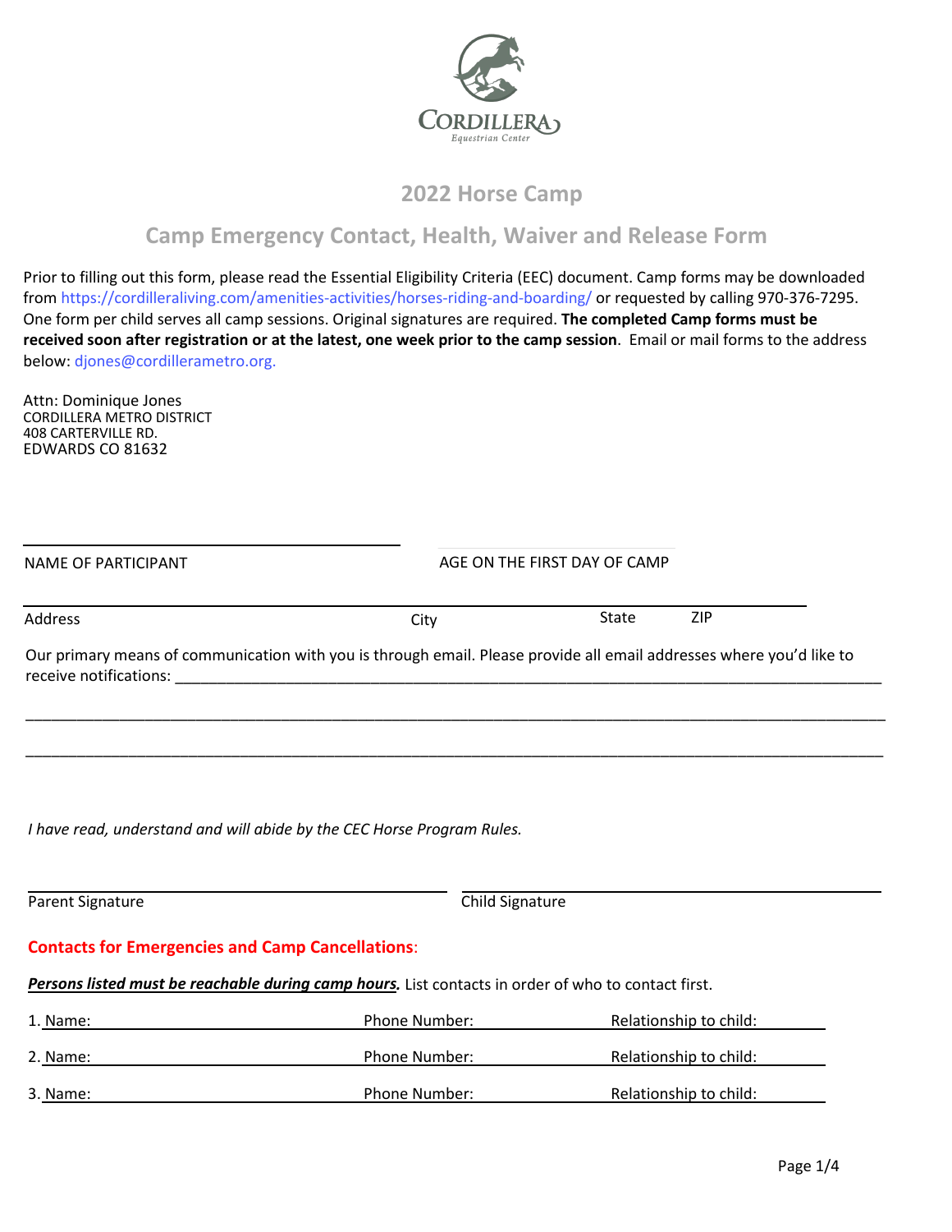CORDILLERA
Equestrian Center

# 2022 Horse Camp

## Camp Emergency Contact, Health, Waiver and Release Form

Prior to filling out this form, please read the Essential Eligibility Criteria (EEC) document. Camp forms may be downloaded from https://cordilleraliving.com/amenities-activities/horses-riding-and-boarding/ or requested by calling 970-376-7295. One form per child serves all camp sessions. Original signatures are required. **The completed Camp forms must be received soon after registration or at the latest, one week prior to the camp session**. Email or mail forms to the address below: djones@cordillerametro.org.

Attn: Dominique Jones
CORDILLERA METRO DISTRICT
408 CARTERVILLE RD.
EDWARDS CO 81632

______________________________ ______________________________
NAME OF PARTICIPANT AGE ON THE FIRST DAY OF CAMP

____________________________________________________________
Address City State ZIP

Our primary means of communication with you is through email. Please provide all email addresses where you'd like to receive notifications: ____________________________________________________________

____________________________________________________________

____________________________________________________________

*I have read, understand and will abide by the CEC Horse Program Rules.*

______________________________ ______________________________
Parent Signature Child Signature

**Contacts for Emergencies and Camp Cancellations**:

***Persons listed must be reachable during camp hours.*** List contacts in order of who to contact first.

1. Name: ______________ Phone Number: ______________ Relationship to child: ______________

2. Name: ______________ Phone Number: ______________ Relationship to child: ______________

3. Name: ______________ Phone Number: ______________ Relationship to child: ______________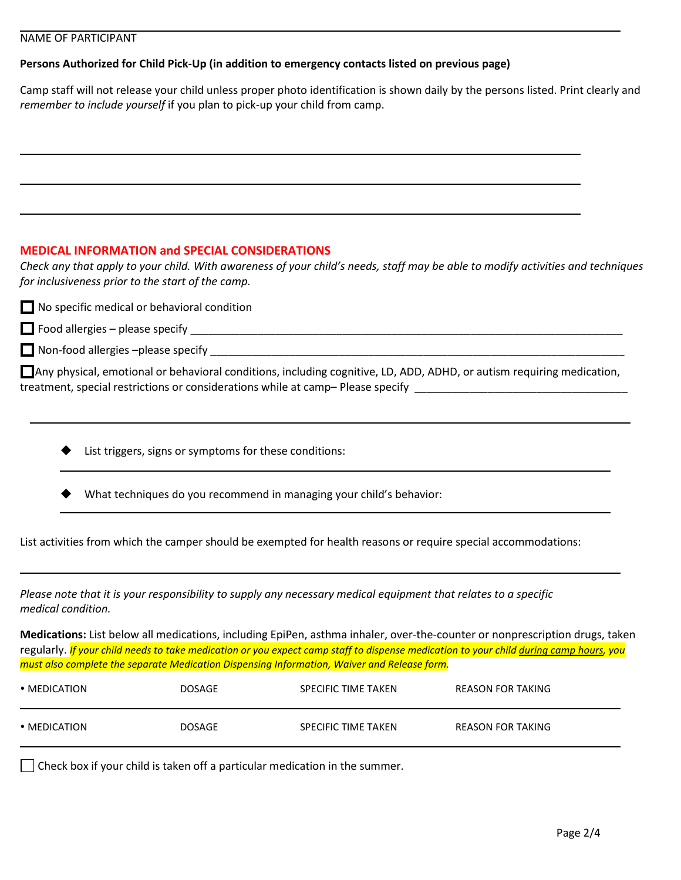_______________________________________________

NAME OF PARTICIPANT

**Persons Authorized for Child Pick-Up (in addition to emergency contacts listed on previous page)**

Camp staff will not release your child unless proper photo identification is shown daily by the persons listed. Print clearly and *remember to include yourself* if you plan to pick-up your child from camp.

_______________________________________________

_______________________________________________

_______________________________________________

## MEDICAL INFORMATION and SPECIAL CONSIDERATIONS

*Check any that apply to your child. With awareness of your child's needs, staff may be able to modify activities and techniques for inclusiveness prior to the start of the camp.*

☐ No specific medical or behavioral condition

☐ Food allergies – please specify _______________________________________________

☐ Non-food allergies –please specify _______________________________________________

☐ Any physical, emotional or behavioral conditions, including cognitive, LD, ADD, ADHD, or autism requiring medication, treatment, special restrictions or considerations while at camp– Please specify _______________________________________________

_______________________________________________

- List triggers, signs or symptoms for these conditions:

  _______________________________________________

- What techniques do you recommend in managing your child's behavior:

  _______________________________________________

List activities from which the camper should be exempted for health reasons or require special accommodations:

_______________________________________________

*Please note that it is your responsibility to supply any necessary medical equipment that relates to a specific medical condition.*

**Medications:** List below all medications, including EpiPen, asthma inhaler, over-the-counter or nonprescription drugs, taken regularly. *If your child needs to take medication or you expect camp staff to dispense medication to your child during camp hours, you must also complete the separate Medication Dispensing Information, Waiver and Release form.*

| • MEDICATION | DOSAGE | SPECIFIC TIME TAKEN | REASON FOR TAKING |
|---|---|---|---|
| • MEDICATION | DOSAGE | SPECIFIC TIME TAKEN | REASON FOR TAKING |

☐ Check box if your child is taken off a particular medication in the summer.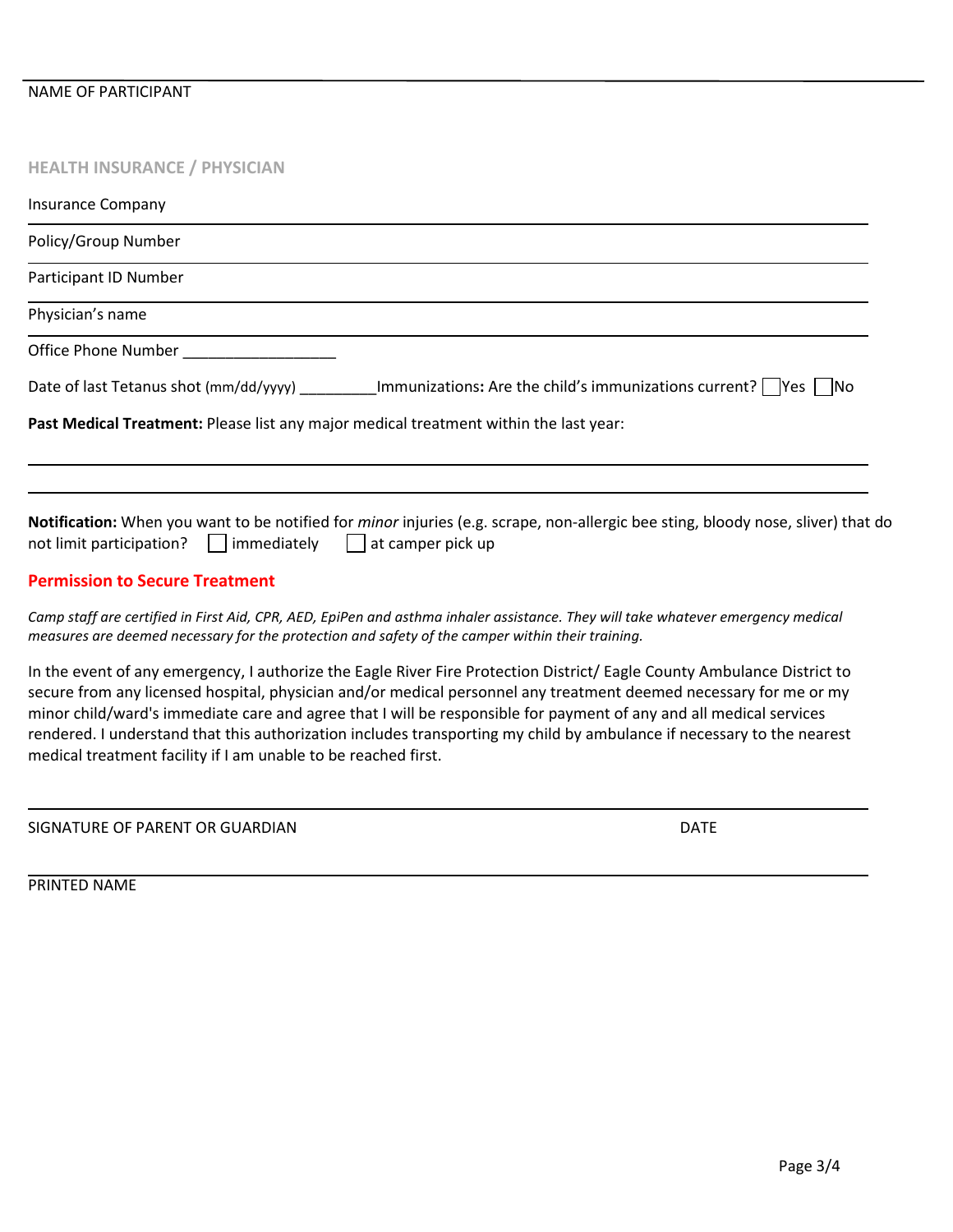NAME OF PARTICIPANT

## HEALTH INSURANCE / PHYSICIAN

Insurance Company

Policy/Group Number

Participant ID Number

Physician's name

Office Phone Number __________________

Date of last Tetanus shot (mm/dd/yyyy) _________ Immunizations: Are the child's immunizations current? ☐ Yes ☐ No

**Past Medical Treatment:** Please list any major medical treatment within the last year:

**Notification:** When you want to be notified for *minor* injuries (e.g. scrape, non-allergic bee sting, bloody nose, sliver) that do not limit participation? ☐ immediately ☐ at camper pick up

## Permission to Secure Treatment

*Camp staff are certified in First Aid, CPR, AED, EpiPen and asthma inhaler assistance. They will take whatever emergency medical measures are deemed necessary for the protection and safety of the camper within their training.*

In the event of any emergency, I authorize the Eagle River Fire Protection District/ Eagle County Ambulance District to secure from any licensed hospital, physician and/or medical personnel any treatment deemed necessary for me or my minor child/ward's immediate care and agree that I will be responsible for payment of any and all medical services rendered. I understand that this authorization includes transporting my child by ambulance if necessary to the nearest medical treatment facility if I am unable to be reached first.

SIGNATURE OF PARENT OR GUARDIAN DATE

PRINTED NAME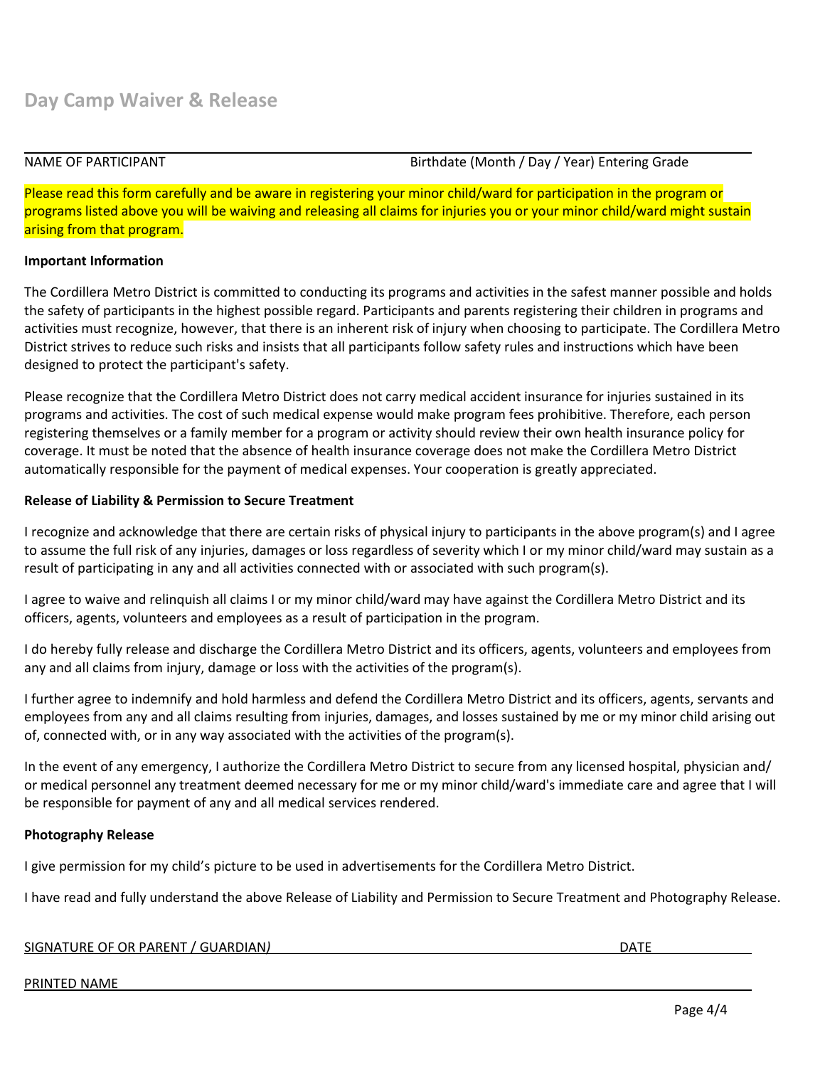# Day Camp Waiver & Release

NAME OF PARTICIPANT ______________________ Birthdate (Month / Day / Year) Entering Grade ______________________

Please read this form carefully and be aware in registering your minor child/ward for participation in the program or programs listed above you will be waiving and releasing all claims for injuries you or your minor child/ward might sustain arising from that program.

**Important Information**

The Cordillera Metro District is committed to conducting its programs and activities in the safest manner possible and holds the safety of participants in the highest possible regard. Participants and parents registering their children in programs and activities must recognize, however, that there is an inherent risk of injury when choosing to participate. The Cordillera Metro District strives to reduce such risks and insists that all participants follow safety rules and instructions which have been designed to protect the participant's safety.

Please recognize that the Cordillera Metro District does not carry medical accident insurance for injuries sustained in its programs and activities. The cost of such medical expense would make program fees prohibitive. Therefore, each person registering themselves or a family member for a program or activity should review their own health insurance policy for coverage. It must be noted that the absence of health insurance coverage does not make the Cordillera Metro District automatically responsible for the payment of medical expenses. Your cooperation is greatly appreciated.

**Release of Liability & Permission to Secure Treatment**

I recognize and acknowledge that there are certain risks of physical injury to participants in the above program(s) and I agree to assume the full risk of any injuries, damages or loss regardless of severity which I or my minor child/ward may sustain as a result of participating in any and all activities connected with or associated with such program(s).

I agree to waive and relinquish all claims I or my minor child/ward may have against the Cordillera Metro District and its officers, agents, volunteers and employees as a result of participation in the program.

I do hereby fully release and discharge the Cordillera Metro District and its officers, agents, volunteers and employees from any and all claims from injury, damage or loss with the activities of the program(s).

I further agree to indemnify and hold harmless and defend the Cordillera Metro District and its officers, agents, servants and employees from any and all claims resulting from injuries, damages, and losses sustained by me or my minor child arising out of, connected with, or in any way associated with the activities of the program(s).

In the event of any emergency, I authorize the Cordillera Metro District to secure from any licensed hospital, physician and/ or medical personnel any treatment deemed necessary for me or my minor child/ward's immediate care and agree that I will be responsible for payment of any and all medical services rendered.

**Photography Release**

I give permission for my child's picture to be used in advertisements for the Cordillera Metro District.

I have read and fully understand the above Release of Liability and Permission to Secure Treatment and Photography Release.

SIGNATURE OF OR PARENT / GUARDIAN*)* ______________________ DATE ______________________

PRINTED NAME ______________________